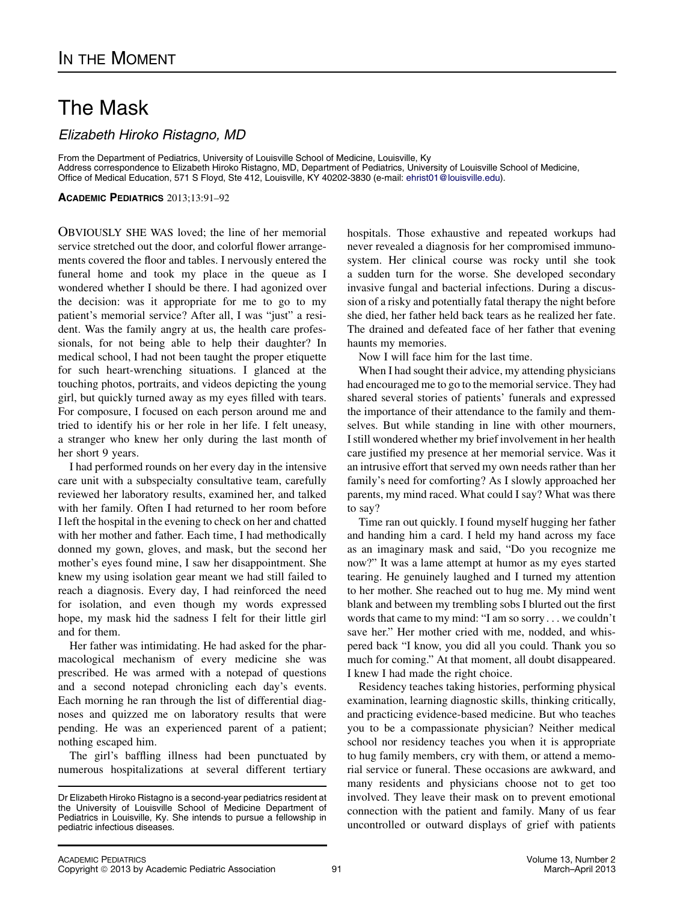# IN THE MOMENT

# The Mask

*Elizabeth Hiroko Ristagno, MD*

From the Department of Pediatrics, University of Louisville School of Medicine, Louisville, Ky
Address correspondence to Elizabeth Hiroko Ristagno, MD, Department of Pediatrics, University of Louisville School of Medicine, Office of Medical Education, 571 S Floyd, Ste 412, Louisville, KY 40202-3830 (e-mail: ehrist01@louisville.edu).

**ACADEMIC PEDIATRICS** 2013;13:91–92

OBVIOUSLY SHE WAS loved; the line of her memorial service stretched out the door, and colorful flower arrangements covered the floor and tables. I nervously entered the funeral home and took my place in the queue as I wondered whether I should be there. I had agonized over the decision: was it appropriate for me to go to my patient's memorial service? After all, I was "just" a resident. Was the family angry at us, the health care professionals, for not being able to help their daughter? In medical school, I had not been taught the proper etiquette for such heart-wrenching situations. I glanced at the touching photos, portraits, and videos depicting the young girl, but quickly turned away as my eyes filled with tears. For composure, I focused on each person around me and tried to identify his or her role in her life. I felt uneasy, a stranger who knew her only during the last month of her short 9 years.

I had performed rounds on her every day in the intensive care unit with a subspecialty consultative team, carefully reviewed her laboratory results, examined her, and talked with her family. Often I had returned to her room before I left the hospital in the evening to check on her and chatted with her mother and father. Each time, I had methodically donned my gown, gloves, and mask, but the second her mother's eyes found mine, I saw her disappointment. She knew my using isolation gear meant we had still failed to reach a diagnosis. Every day, I had reinforced the need for isolation, and even though my words expressed hope, my mask hid the sadness I felt for their little girl and for them.

Her father was intimidating. He had asked for the pharmacological mechanism of every medicine she was prescribed. He was armed with a notepad of questions and a second notepad chronicling each day's events. Each morning he ran through the list of differential diagnoses and quizzed me on laboratory results that were pending. He was an experienced parent of a patient; nothing escaped him.

The girl's baffling illness had been punctuated by numerous hospitalizations at several different tertiary hospitals. Those exhaustive and repeated workups had never revealed a diagnosis for her compromised immunosystem. Her clinical course was rocky until she took a sudden turn for the worse. She developed secondary invasive fungal and bacterial infections. During a discussion of a risky and potentially fatal therapy the night before she died, her father held back tears as he realized her fate. The drained and defeated face of her father that evening haunts my memories.

Now I will face him for the last time.

When I had sought their advice, my attending physicians had encouraged me to go to the memorial service. They had shared several stories of patients' funerals and expressed the importance of their attendance to the family and themselves. But while standing in line with other mourners, I still wondered whether my brief involvement in her health care justified my presence at her memorial service. Was it an intrusive effort that served my own needs rather than her family's need for comforting? As I slowly approached her parents, my mind raced. What could I say? What was there to say?

Time ran out quickly. I found myself hugging her father and handing him a card. I held my hand across my face as an imaginary mask and said, "Do you recognize me now?" It was a lame attempt at humor as my eyes started tearing. He genuinely laughed and I turned my attention to her mother. She reached out to hug me. My mind went blank and between my trembling sobs I blurted out the first words that came to my mind: "I am so sorry . . . we couldn't save her." Her mother cried with me, nodded, and whispered back "I know, you did all you could. Thank you so much for coming." At that moment, all doubt disappeared. I knew I had made the right choice.

Residency teaches taking histories, performing physical examination, learning diagnostic skills, thinking critically, and practicing evidence-based medicine. But who teaches you to be a compassionate physician? Neither medical school nor residency teaches you when it is appropriate to hug family members, cry with them, or attend a memorial service or funeral. These occasions are awkward, and many residents and physicians choose not to get too involved. They leave their mask on to prevent emotional connection with the patient and family. Many of us fear uncontrolled or outward displays of grief with patients

Dr Elizabeth Hiroko Ristagno is a second-year pediatrics resident at the University of Louisville School of Medicine Department of Pediatrics in Louisville, Ky. She intends to pursue a fellowship in pediatric infectious diseases.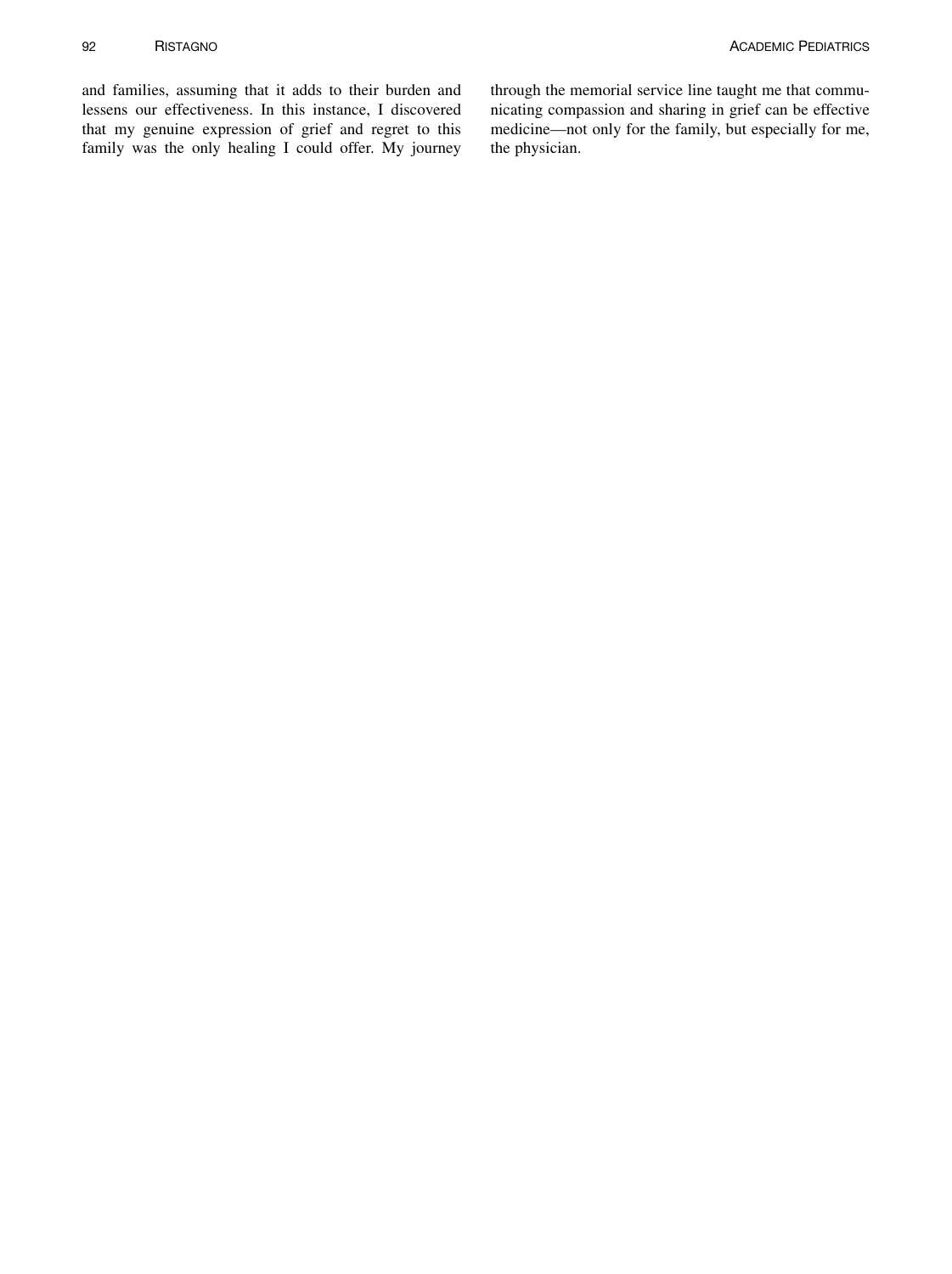and families, assuming that it adds to their burden and lessens our effectiveness. In this instance, I discovered that my genuine expression of grief and regret to this family was the only healing I could offer. My journey through the memorial service line taught me that communicating compassion and sharing in grief can be effective medicine—not only for the family, but especially for me, the physician.